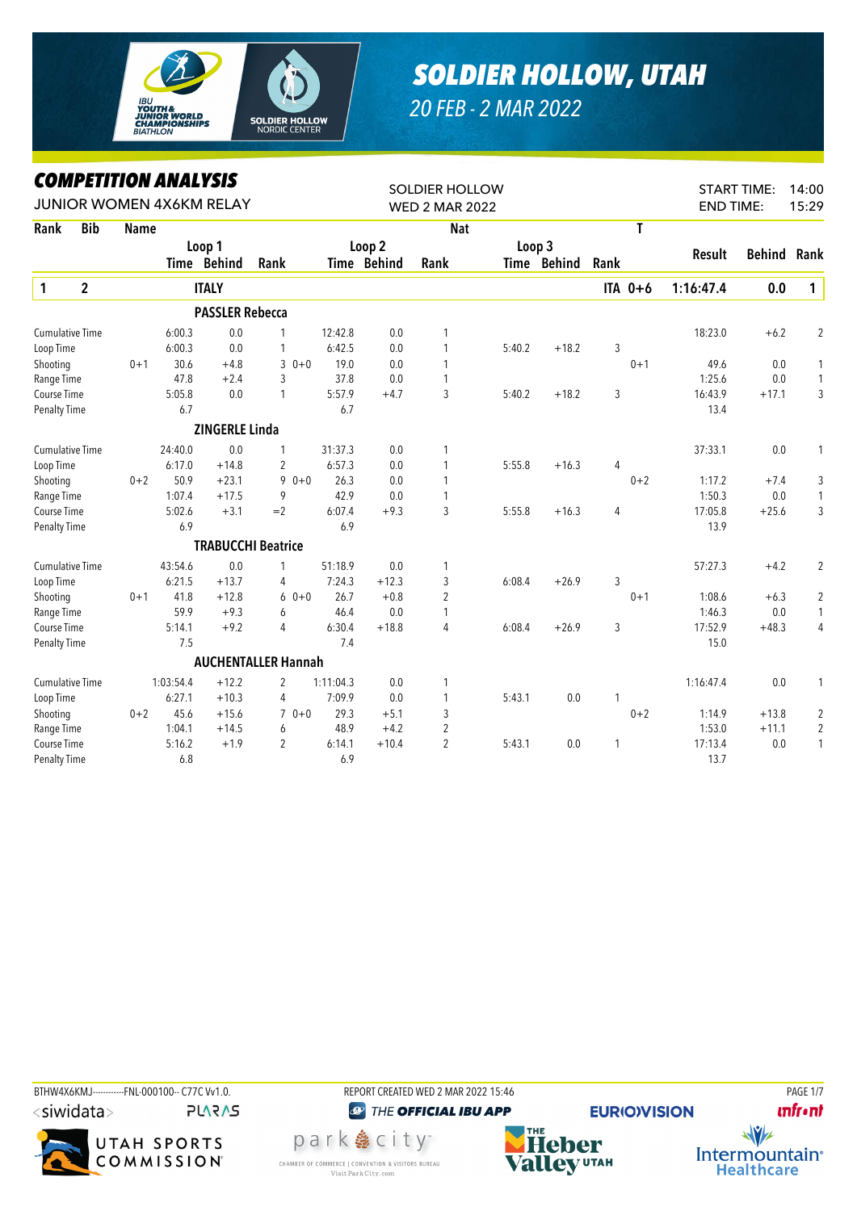# SOLDIER HOLLOW, UTAH

*20 FEB - 2 MAR 2022*

## COMPETITION ANALYSIS

JUNIOR WOMEN 4X6KM RELAY

SOLDIER HOLLOW
WED 2 MAR 2022

START TIME: 14:00
END TIME: 15:29

| Rank | Bib | Name | | Loop 1 Time | Loop 1 Behind | Loop 1 Rank | | Loop 2 Time | Loop 2 Behind | Loop 2 Rank | Loop 3 Time | Loop 3 Behind | Loop 3 Rank | Nat | T | Result | Behind | Rank |
|---|---|---|---|---|---|---|---|---|---|---|---|---|---|---|---|---|---|---|
| **1** | **2** | **ITALY** | | | | | | | | | | | | **ITA** | **0+6** | **1:16:47.4** | **0.0** | **1** |
| | | **PASSLER Rebecca** | | | | | | | | | | | | | | | | |
| Cumulative Time | | | | 6:00.3 | 0.0 | 1 | | 12:42.8 | 0.0 | 1 | | | | | | 18:23.0 | +6.2 | 2 |
| Loop Time | | | | 6:00.3 | 0.0 | 1 | | 6:42.5 | 0.0 | 1 | 5:40.2 | +18.2 | 3 | | | | | |
| Shooting | | | 0+1 | 30.6 | +4.8 | 3 | 0+0 | 19.0 | 0.0 | 1 | | | | | 0+1 | 49.6 | 0.0 | 1 |
| Range Time | | | | 47.8 | +2.4 | 3 | | 37.8 | 0.0 | 1 | | | | | | 1:25.6 | 0.0 | 1 |
| Course Time | | | | 5:05.8 | 0.0 | 1 | | 5:57.9 | +4.7 | 3 | 5:40.2 | +18.2 | 3 | | | 16:43.9 | +17.1 | 3 |
| Penalty Time | | | | 6.7 | | | | 6.7 | | | | | | | | 13.4 | | |
| | | **ZINGERLE Linda** | | | | | | | | | | | | | | | | |
| Cumulative Time | | | | 24:40.0 | 0.0 | 1 | | 31:37.3 | 0.0 | 1 | | | | | | 37:33.1 | 0.0 | 1 |
| Loop Time | | | | 6:17.0 | +14.8 | 2 | | 6:57.3 | 0.0 | 1 | 5:55.8 | +16.3 | 4 | | | | | |
| Shooting | | | 0+2 | 50.9 | +23.1 | 9 | 0+0 | 26.3 | 0.0 | 1 | | | | | 0+2 | 1:17.2 | +7.4 | 3 |
| Range Time | | | | 1:07.4 | +17.5 | 9 | | 42.9 | 0.0 | 1 | | | | | | 1:50.3 | 0.0 | 1 |
| Course Time | | | | 5:02.6 | +3.1 | =2 | | 6:07.4 | +9.3 | 3 | 5:55.8 | +16.3 | 4 | | | 17:05.8 | +25.6 | 3 |
| Penalty Time | | | | 6.9 | | | | 6.9 | | | | | | | | 13.9 | | |
| | | **TRABUCCHI Beatrice** | | | | | | | | | | | | | | | | |
| Cumulative Time | | | | 43:54.6 | 0.0 | 1 | | 51:18.9 | 0.0 | 1 | | | | | | 57:27.3 | +4.2 | 2 |
| Loop Time | | | | 6:21.5 | +13.7 | 4 | | 7:24.3 | +12.3 | 3 | 6:08.4 | +26.9 | 3 | | | | | |
| Shooting | | | 0+1 | 41.8 | +12.8 | 6 | 0+0 | 26.7 | +0.8 | 2 | | | | | 0+1 | 1:08.6 | +6.3 | 2 |
| Range Time | | | | 59.9 | +9.3 | 6 | | 46.4 | 0.0 | 1 | | | | | | 1:46.3 | 0.0 | 1 |
| Course Time | | | | 5:14.1 | +9.2 | 4 | | 6:30.4 | +18.8 | 4 | 6:08.4 | +26.9 | 3 | | | 17:52.9 | +48.3 | 4 |
| Penalty Time | | | | 7.5 | | | | 7.4 | | | | | | | | 15.0 | | |
| | | **AUCHENTALLER Hannah** | | | | | | | | | | | | | | | | |
| Cumulative Time | | | | 1:03:54.4 | +12.2 | 2 | | 1:11:04.3 | 0.0 | 1 | | | | | | 1:16:47.4 | 0.0 | 1 |
| Loop Time | | | | 6:27.1 | +10.3 | 4 | | 7:09.9 | 0.0 | 1 | 5:43.1 | 0.0 | 1 | | | | | |
| Shooting | | | 0+2 | 45.6 | +15.6 | 7 | 0+0 | 29.3 | +5.1 | 3 | | | | | 0+2 | 1:14.9 | +13.8 | 2 |
| Range Time | | | | 1:04.1 | +14.5 | 6 | | 48.9 | +4.2 | 2 | | | | | | 1:53.0 | +11.1 | 2 |
| Course Time | | | | 5:16.2 | +1.9 | 2 | | 6:14.1 | +10.4 | 2 | 5:43.1 | 0.0 | 1 | | | 17:13.4 | 0.0 | 1 |
| Penalty Time | | | | 6.8 | | | | 6.9 | | | | | | | | 13.7 | | |

BTHW4X6KMJ------------FNL-000100-- C77C Vv1.0. REPORT CREATED WED 2 MAR 2022 15:46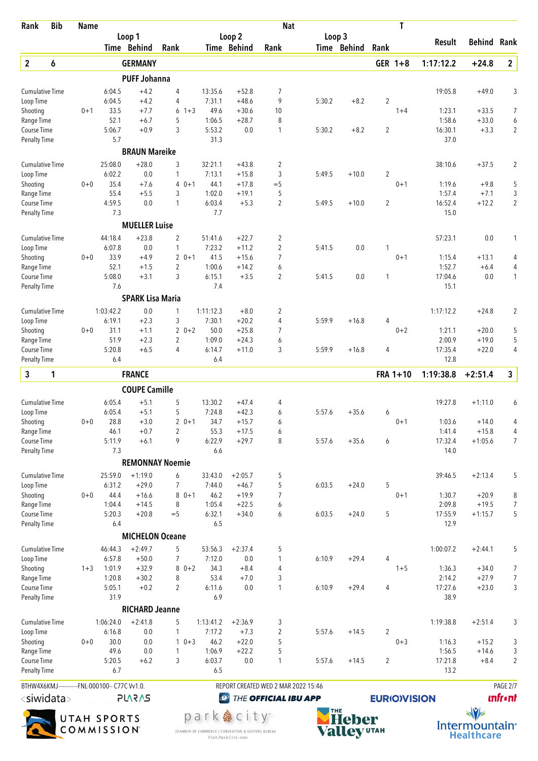| Rank | Bib | Name | | | | | | | Nat | | | | T | | | |
|---|---|---|---|---|---|---|---|---|---|---|---|---|---|---|---|---|
| | | | Loop 1 | | | Loop 2 | | | Loop 3 | | | | | Result | Behind | Rank |
| | | | Time | Behind | Rank | Time | Behind | Rank | Time | Behind | Rank | | | | | |
| **2** | **6** | **GERMANY** | | | | | | | | | | **GER** | **1+8** | **1:17:12.2** | **+24.8** | **2** |
| | | **PUFF Johanna** | | | | | | | | | | | | | | |
| Cumulative Time | | | 6:04.5 | +4.2 | 4 | 13:35.6 | +52.8 | 7 | | | | | | 19:05.8 | +49.0 | 3 |
| Loop Time | | | 6:04.5 | +4.2 | 4 | 7:31.1 | +48.6 | 9 | 5:30.2 | +8.2 | 2 | | | | | |
| Shooting | | 0+1 | 33.5 | +7.7 | 6 1+3 | 49.6 | +30.6 | 10 | | | | | 1+4 | 1:23.1 | +33.5 | 7 |
| Range Time | | | 52.1 | +6.7 | 5 | 1:06.5 | +28.7 | 8 | | | | | | 1:58.6 | +33.0 | 6 |
| Course Time | | | 5:06.7 | +0.9 | 3 | 5:53.2 | 0.0 | 1 | 5:30.2 | +8.2 | 2 | | | 16:30.1 | +3.3 | 2 |
| Penalty Time | | | 5.7 | | | 31.3 | | | | | | | | 37.0 | | |
| | | **BRAUN Mareike** | | | | | | | | | | | | | | |
| Cumulative Time | | | 25:08.0 | +28.0 | 3 | 32:21.1 | +43.8 | 2 | | | | | | 38:10.6 | +37.5 | 2 |
| Loop Time | | | 6:02.2 | 0.0 | 1 | 7:13.1 | +15.8 | 3 | 5:49.5 | +10.0 | 2 | | | | | |
| Shooting | | 0+0 | 35.4 | +7.6 | 4 0+1 | 44.1 | +17.8 | =5 | | | | | 0+1 | 1:19.6 | +9.8 | 5 |
| Range Time | | | 55.4 | +5.5 | 3 | 1:02.0 | +19.1 | 5 | | | | | | 1:57.4 | +7.1 | 3 |
| Course Time | | | 4:59.5 | 0.0 | 1 | 6:03.4 | +5.3 | 2 | 5:49.5 | +10.0 | 2 | | | 16:52.4 | +12.2 | 2 |
| Penalty Time | | | 7.3 | | | 7.7 | | | | | | | | 15.0 | | |
| | | **MUELLER Luise** | | | | | | | | | | | | | | |
| Cumulative Time | | | 44:18.4 | +23.8 | 2 | 51:41.6 | +22.7 | 2 | | | | | | 57:23.1 | 0.0 | 1 |
| Loop Time | | | 6:07.8 | 0.0 | 1 | 7:23.2 | +11.2 | 2 | 5:41.5 | 0.0 | 1 | | | | | |
| Shooting | | 0+0 | 33.9 | +4.9 | 2 0+1 | 41.5 | +15.6 | 7 | | | | | 0+1 | 1:15.4 | +13.1 | 4 |
| Range Time | | | 52.1 | +1.5 | 2 | 1:00.6 | +14.2 | 6 | | | | | | 1:52.7 | +6.4 | 4 |
| Course Time | | | 5:08.0 | +3.1 | 3 | 6:15.1 | +3.5 | 2 | 5:41.5 | 0.0 | 1 | | | 17:04.6 | 0.0 | 1 |
| Penalty Time | | | 7.6 | | | 7.4 | | | | | | | | 15.1 | | |
| | | **SPARK Lisa Maria** | | | | | | | | | | | | | | |
| Cumulative Time | | | 1:03:42.2 | 0.0 | 1 | 1:11:12.3 | +8.0 | 2 | | | | | | 1:17:12.2 | +24.8 | 2 |
| Loop Time | | | 6:19.1 | +2.3 | 3 | 7:30.1 | +20.2 | 4 | 5:59.9 | +16.8 | 4 | | | | | |
| Shooting | | 0+0 | 31.1 | +1.1 | 2 0+2 | 50.0 | +25.8 | 7 | | | | | 0+2 | 1:21.1 | +20.0 | 5 |
| Range Time | | | 51.9 | +2.3 | 2 | 1:09.0 | +24.3 | 6 | | | | | | 2:00.9 | +19.0 | 5 |
| Course Time | | | 5:20.8 | +6.5 | 4 | 6:14.7 | +11.0 | 3 | 5:59.9 | +16.8 | 4 | | | 17:35.4 | +22.0 | 4 |
| Penalty Time | | | 6.4 | | | 6.4 | | | | | | | | 12.8 | | |
| **3** | **1** | **FRANCE** | | | | | | | | | | **FRA** | **1+10** | **1:19:38.8** | **+2:51.4** | **3** |
| | | **COUPE Camille** | | | | | | | | | | | | | | |
| Cumulative Time | | | 6:05.4 | +5.1 | 5 | 13:30.2 | +47.4 | 4 | | | | | | 19:27.8 | +1:11.0 | 6 |
| Loop Time | | | 6:05.4 | +5.1 | 5 | 7:24.8 | +42.3 | 6 | 5:57.6 | +35.6 | 6 | | | | | |
| Shooting | | 0+0 | 28.8 | +3.0 | 2 0+1 | 34.7 | +15.7 | 6 | | | | | 0+1 | 1:03.6 | +14.0 | 4 |
| Range Time | | | 46.1 | +0.7 | 2 | 55.3 | +17.5 | 6 | | | | | | 1:41.4 | +15.8 | 4 |
| Course Time | | | 5:11.9 | +6.1 | 9 | 6:22.9 | +29.7 | 8 | 5:57.6 | +35.6 | 6 | | | 17:32.4 | +1:05.6 | 7 |
| Penalty Time | | | 7.3 | | | 6.6 | | | | | | | | 14.0 | | |
| | | **REMONNAY Noemie** | | | | | | | | | | | | | | |
| Cumulative Time | | | 25:59.0 | +1:19.0 | 6 | 33:43.0 | +2:05.7 | 5 | | | | | | 39:46.5 | +2:13.4 | 5 |
| Loop Time | | | 6:31.2 | +29.0 | 7 | 7:44.0 | +46.7 | 5 | 6:03.5 | +24.0 | 5 | | | | | |
| Shooting | | 0+0 | 44.4 | +16.6 | 8 0+1 | 46.2 | +19.9 | 7 | | | | | 0+1 | 1:30.7 | +20.9 | 8 |
| Range Time | | | 1:04.4 | +14.5 | 8 | 1:05.4 | +22.5 | 6 | | | | | | 2:09.8 | +19.5 | 7 |
| Course Time | | | 5:20.3 | +20.8 | =5 | 6:32.1 | +34.0 | 6 | 6:03.5 | +24.0 | 5 | | | 17:55.9 | +1:15.7 | 5 |
| Penalty Time | | | 6.4 | | | 6.5 | | | | | | | | 12.9 | | |
| | | **MICHELON Oceane** | | | | | | | | | | | | | | |
| Cumulative Time | | | 46:44.3 | +2:49.7 | 5 | 53:56.3 | +2:37.4 | 5 | | | | | | 1:00:07.2 | +2:44.1 | 5 |
| Loop Time | | | 6:57.8 | +50.0 | 7 | 7:12.0 | 0.0 | 1 | 6:10.9 | +29.4 | 4 | | | | | |
| Shooting | | 1+3 | 1:01.9 | +32.9 | 8 0+2 | 34.3 | +8.4 | 4 | | | | | 1+5 | 1:36.3 | +34.0 | 7 |
| Range Time | | | 1:20.8 | +30.2 | 8 | 53.4 | +7.0 | 3 | | | | | | 2:14.2 | +27.9 | 7 |
| Course Time | | | 5:05.1 | +0.2 | 2 | 6:11.6 | 0.0 | 1 | 6:10.9 | +29.4 | 4 | | | 17:27.6 | +23.0 | 3 |
| Penalty Time | | | 31.9 | | | 6.9 | | | | | | | | 38.9 | | |
| | | **RICHARD Jeanne** | | | | | | | | | | | | | | |
| Cumulative Time | | | 1:06:24.0 | +2:41.8 | 5 | 1:13:41.2 | +2:36.9 | 3 | | | | | | 1:19:38.8 | +2:51.4 | 3 |
| Loop Time | | | 6:16.8 | 0.0 | 1 | 7:17.2 | +7.3 | 2 | 5:57.6 | +14.5 | 2 | | | | | |
| Shooting | | 0+0 | 30.0 | 0.0 | 1 0+3 | 46.2 | +22.0 | 5 | | | | | 0+3 | 1:16.3 | +15.2 | 3 |
| Range Time | | | 49.6 | 0.0 | 1 | 1:06.9 | +22.2 | 5 | | | | | | 1:56.5 | +14.6 | 3 |
| Course Time | | | 5:20.5 | +6.2 | 3 | 6:03.7 | 0.0 | 1 | 5:57.6 | +14.5 | 2 | | | 17:21.8 | +8.4 | 2 |
| Penalty Time | | | 6.7 | | | 6.5 | | | | | | | | 13.2 | | |

BTHW4X6KMJ------------FNL-000100-- C77C Vv1.0. REPORT CREATED WED 2 MAR 2022 15:46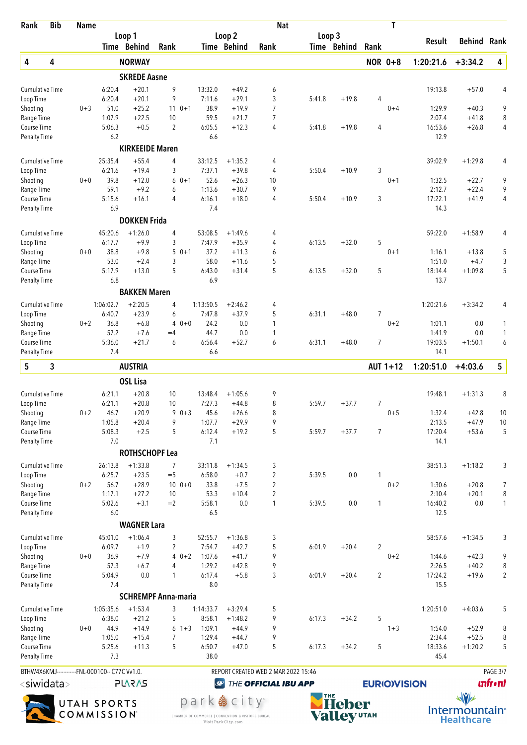| Rank | Bib | Name | | Loop 1 Time | Behind | Rank | | Loop 2 Time | Behind | Rank | Loop 3 Time | Behind | Rank | T | Result | Behind | Rank |
|---|---|---|---|---|---|---|---|---|---|---|---|---|---|---|---|---|---|
| **4** | **4** | **NORWAY** | | | | | | | | | | | | **NOR 0+8** | **1:20:21.6** | **+3:34.2** | **4** |
| | | **SKREDE Aasne** | | | | | | | | | | | | | | | |
| | | Cumulative Time | | 6:20.4 | +20.1 | 9 | | 13:32.0 | +49.2 | 6 | | | | | 19:13.8 | +57.0 | 4 |
| | | Loop Time | | 6:20.4 | +20.1 | 9 | | 7:11.6 | +29.1 | 3 | 5:41.8 | +19.8 | 4 | | | | |
| | | Shooting | 0+3 | 51.0 | +25.2 | 11 | 0+1 | 38.9 | +19.9 | 7 | | | | 0+4 | 1:29.9 | +40.3 | 9 |
| | | Range Time | | 1:07.9 | +22.5 | 10 | | 59.5 | +21.7 | 7 | | | | | 2:07.4 | +41.8 | 8 |
| | | Course Time | | 5:06.3 | +0.5 | 2 | | 6:05.5 | +12.3 | 4 | 5:41.8 | +19.8 | 4 | | 16:53.6 | +26.8 | 4 |
| | | Penalty Time | | 6.2 | | | | 6.6 | | | | | | | 12.9 | | |
| | | **KIRKEEIDE Maren** | | | | | | | | | | | | | | | |
| | | Cumulative Time | | 25:35.4 | +55.4 | 4 | | 33:12.5 | +1:35.2 | 4 | | | | | 39:02.9 | +1:29.8 | 4 |
| | | Loop Time | | 6:21.6 | +19.4 | 3 | | 7:37.1 | +39.8 | 4 | 5:50.4 | +10.9 | 3 | | | | |
| | | Shooting | 0+0 | 39.8 | +12.0 | 6 | 0+1 | 52.6 | +26.3 | 10 | | | | 0+1 | 1:32.5 | +22.7 | 9 |
| | | Range Time | | 59.1 | +9.2 | 6 | | 1:13.6 | +30.7 | 9 | | | | | 2:12.7 | +22.4 | 9 |
| | | Course Time | | 5:15.6 | +16.1 | 4 | | 6:16.1 | +18.0 | 4 | 5:50.4 | +10.9 | 3 | | 17:22.1 | +41.9 | 4 |
| | | Penalty Time | | 6.9 | | | | 7.4 | | | | | | | 14.3 | | |
| | | **DOKKEN Frida** | | | | | | | | | | | | | | | |
| | | Cumulative Time | | 45:20.6 | +1:26.0 | 4 | | 53:08.5 | +1:49.6 | 4 | | | | | 59:22.0 | +1:58.9 | 4 |
| | | Loop Time | | 6:17.7 | +9.9 | 3 | | 7:47.9 | +35.9 | 4 | 6:13.5 | +32.0 | 5 | | | | |
| | | Shooting | 0+0 | 38.8 | +9.8 | 5 | 0+1 | 37.2 | +11.3 | 6 | | | | 0+1 | 1:16.1 | +13.8 | 5 |
| | | Range Time | | 53.0 | +2.4 | 3 | | 58.0 | +11.6 | 5 | | | | | 1:51.0 | +4.7 | 3 |
| | | Course Time | | 5:17.9 | +13.0 | 5 | | 6:43.0 | +31.4 | 5 | 6:13.5 | +32.0 | 5 | | 18:14.4 | +1:09.8 | 5 |
| | | Penalty Time | | 6.8 | | | | 6.9 | | | | | | | 13.7 | | |
| | | **BAKKEN Maren** | | | | | | | | | | | | | | | |
| | | Cumulative Time | | 1:06:02.7 | +2:20.5 | 4 | | 1:13:50.5 | +2:46.2 | 4 | | | | | 1:20:21.6 | +3:34.2 | 4 |
| | | Loop Time | | 6:40.7 | +23.9 | 6 | | 7:47.8 | +37.9 | 5 | 6:31.1 | +48.0 | 7 | | | | |
| | | Shooting | 0+2 | 36.8 | +6.8 | 4 | 0+0 | 24.2 | 0.0 | 1 | | | | 0+2 | 1:01.1 | 0.0 | 1 |
| | | Range Time | | 57.2 | +7.6 | =4 | | 44.7 | 0.0 | 1 | | | | | 1:41.9 | 0.0 | 1 |
| | | Course Time | | 5:36.0 | +21.7 | 6 | | 6:56.4 | +52.7 | 6 | 6:31.1 | +48.0 | 7 | | 19:03.5 | +1:50.1 | 6 |
| | | Penalty Time | | 7.4 | | | | 6.6 | | | | | | | 14.1 | | |
| **5** | **3** | **AUSTRIA** | | | | | | | | | | | | **AUT 1+12** | **1:20:51.0** | **+4:03.6** | **5** |
| | | **OSL Lisa** | | | | | | | | | | | | | | | |
| | | Cumulative Time | | 6:21.1 | +20.8 | 10 | | 13:48.4 | +1:05.6 | 9 | | | | | 19:48.1 | +1:31.3 | 8 |
| | | Loop Time | | 6:21.1 | +20.8 | 10 | | 7:27.3 | +44.8 | 8 | 5:59.7 | +37.7 | 7 | | | | |
| | | Shooting | 0+2 | 46.7 | +20.9 | 9 | 0+3 | 45.6 | +26.6 | 8 | | | | 0+5 | 1:32.4 | +42.8 | 10 |
| | | Range Time | | 1:05.8 | +20.4 | 9 | | 1:07.7 | +29.9 | 9 | | | | | 2:13.5 | +47.9 | 10 |
| | | Course Time | | 5:08.3 | +2.5 | 5 | | 6:12.4 | +19.2 | 5 | 5:59.7 | +37.7 | 7 | | 17:20.4 | +53.6 | 5 |
| | | Penalty Time | | 7.0 | | | | 7.1 | | | | | | | 14.1 | | |
| | | **ROTHSCHOPF Lea** | | | | | | | | | | | | | | | |
| | | Cumulative Time | | 26:13.8 | +1:33.8 | 7 | | 33:11.8 | +1:34.5 | 3 | | | | | 38:51.3 | +1:18.2 | 3 |
| | | Loop Time | | 6:25.7 | +23.5 | =5 | | 6:58.0 | +0.7 | 2 | 5:39.5 | 0.0 | 1 | | | | |
| | | Shooting | 0+2 | 56.7 | +28.9 | 10 | 0+0 | 33.8 | +7.5 | 2 | | | | 0+2 | 1:30.6 | +20.8 | 7 |
| | | Range Time | | 1:17.1 | +27.2 | 10 | | 53.3 | +10.4 | 2 | | | | | 2:10.4 | +20.1 | 8 |
| | | Course Time | | 5:02.6 | +3.1 | =2 | | 5:58.1 | 0.0 | 1 | 5:39.5 | 0.0 | 1 | | 16:40.2 | 0.0 | 1 |
| | | Penalty Time | | 6.0 | | | | 6.5 | | | | | | | 12.5 | | |
| | | **WAGNER Lara** | | | | | | | | | | | | | | | |
| | | Cumulative Time | | 45:01.0 | +1:06.4 | 3 | | 52:55.7 | +1:36.8 | 3 | | | | | 58:57.6 | +1:34.5 | 3 |
| | | Loop Time | | 6:09.7 | +1.9 | 2 | | 7:54.7 | +42.7 | 5 | 6:01.9 | +20.4 | 2 | | | | |
| | | Shooting | 0+0 | 36.9 | +7.9 | 4 | 0+2 | 1:07.6 | +41.7 | 9 | | | | 0+2 | 1:44.6 | +42.3 | 9 |
| | | Range Time | | 57.3 | +6.7 | 4 | | 1:29.2 | +42.8 | 9 | | | | | 2:26.5 | +40.2 | 8 |
| | | Course Time | | 5:04.9 | 0.0 | 1 | | 6:17.4 | +5.8 | 3 | 6:01.9 | +20.4 | 2 | | 17:24.2 | +19.6 | 2 |
| | | Penalty Time | | 7.4 | | | | 8.0 | | | | | | | 15.5 | | |
| | | **SCHREMPF Anna-maria** | | | | | | | | | | | | | | | |
| | | Cumulative Time | | 1:05:35.6 | +1:53.4 | 3 | | 1:14:33.7 | +3:29.4 | 5 | | | | | 1:20:51.0 | +4:03.6 | 5 |
| | | Loop Time | | 6:38.0 | +21.2 | 5 | | 8:58.1 | +1:48.2 | 9 | 6:17.3 | +34.2 | 5 | | | | |
| | | Shooting | 0+0 | 44.9 | +14.9 | 6 | 1+3 | 1:09.1 | +44.9 | 9 | | | | 1+3 | 1:54.0 | +52.9 | 8 |
| | | Range Time | | 1:05.0 | +15.4 | 7 | | 1:29.4 | +44.7 | 9 | | | | | 2:34.4 | +52.5 | 8 |
| | | Course Time | | 5:25.6 | +11.3 | 5 | | 6:50.7 | +47.0 | 5 | 6:17.3 | +34.2 | 5 | | 18:33.6 | +1:20.2 | 5 |
| | | Penalty Time | | 7.3 | | | | 38.0 | | | | | | | 45.4 | | |

BTHW4X6KMJ-----------FNL-000100-- C77C Vv1.0. REPORT CREATED WED 2 MAR 2022 15:46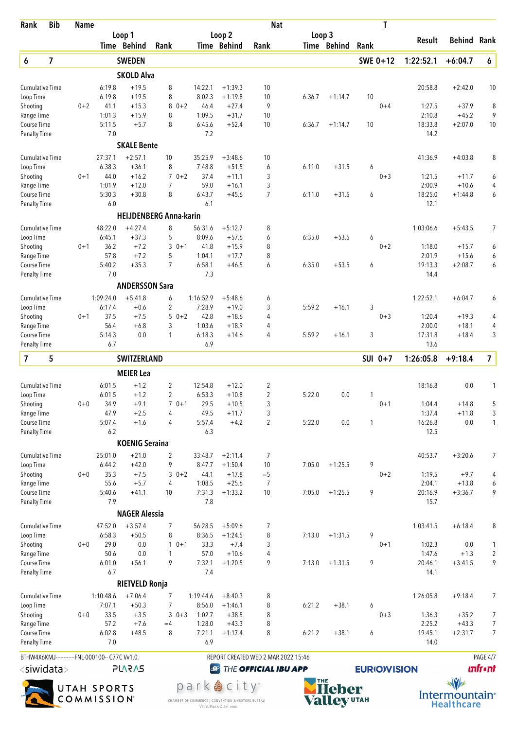| Rank | Bib | Name | | | | | | Nat | | | T | | | |
|---|---|---|---|---|---|---|---|---|---|---|---|---|---|---|
| | | | Loop 1 | | | Loop 2 | | | Loop 3 | | | Result | Behind | Rank |
| | | | Time | Behind | Rank | Time | Behind | Rank | Time | Behind | Rank | | | |
| **6** | **7** | **SWEDEN** | | | | | | | | | **SWE 0+12** | **1:22:52.1** | **+6:04.7** | **6** |
| | | **SKOLD Alva** | | | | | | | | | | | | |
| Cumulative Time | | | 6:19.8 | +19.5 | 8 | 14:22.1 | +1:39.3 | 10 | | | | 20:58.8 | +2:42.0 | 10 |
| Loop Time | | | 6:19.8 | +19.5 | 8 | 8:02.3 | +1:19.8 | 10 | 6:36.7 | +1:14.7 | 10 | | | |
| Shooting | | 0+2 | 41.1 | +15.3 | 8 0+2 | 46.4 | +27.4 | 9 | | | 0+4 | 1:27.5 | +37.9 | 8 |
| Range Time | | | 1:01.3 | +15.9 | 8 | 1:09.5 | +31.7 | 10 | | | | 2:10.8 | +45.2 | 9 |
| Course Time | | | 5:11.5 | +5.7 | 8 | 6:45.6 | +52.4 | 10 | 6:36.7 | +1:14.7 | 10 | 18:33.8 | +2:07.0 | 10 |
| Penalty Time | | | 7.0 | | | 7.2 | | | | | | 14.2 | | |
| | | **SKALE Bente** | | | | | | | | | | | | |
| Cumulative Time | | | 27:37.1 | +2:57.1 | 10 | 35:25.9 | +3:48.6 | 10 | | | | 41:36.9 | +4:03.8 | 8 |
| Loop Time | | | 6:38.3 | +36.1 | 8 | 7:48.8 | +51.5 | 6 | 6:11.0 | +31.5 | 6 | | | |
| Shooting | | 0+1 | 44.0 | +16.2 | 7 0+2 | 37.4 | +11.1 | 3 | | | 0+3 | 1:21.5 | +11.7 | 6 |
| Range Time | | | 1:01.9 | +12.0 | 7 | 59.0 | +16.1 | 3 | | | | 2:00.9 | +10.6 | 4 |
| Course Time | | | 5:30.3 | +30.8 | 8 | 6:43.7 | +45.6 | 7 | 6:11.0 | +31.5 | 6 | 18:25.0 | +1:44.8 | 6 |
| Penalty Time | | | 6.0 | | | 6.1 | | | | | | 12.1 | | |
| | | **HEIJDENBERG Anna-karin** | | | | | | | | | | | | |
| Cumulative Time | | | 48:22.0 | +4:27.4 | 8 | 56:31.6 | +5:12.7 | 8 | | | | 1:03:06.6 | +5:43.5 | 7 |
| Loop Time | | | 6:45.1 | +37.3 | 5 | 8:09.6 | +57.6 | 6 | 6:35.0 | +53.5 | 6 | | | |
| Shooting | | 0+1 | 36.2 | +7.2 | 3 0+1 | 41.8 | +15.9 | 8 | | | 0+2 | 1:18.0 | +15.7 | 6 |
| Range Time | | | 57.8 | +7.2 | 5 | 1:04.1 | +17.7 | 8 | | | | 2:01.9 | +15.6 | 6 |
| Course Time | | | 5:40.2 | +35.3 | 7 | 6:58.1 | +46.5 | 6 | 6:35.0 | +53.5 | 6 | 19:13.3 | +2:08.7 | 6 |
| Penalty Time | | | 7.0 | | | 7.3 | | | | | | 14.4 | | |
| | | **ANDERSSON Sara** | | | | | | | | | | | | |
| Cumulative Time | | | 1:09:24.0 | +5:41.8 | 6 | 1:16:52.9 | +5:48.6 | 6 | | | | 1:22:52.1 | +6:04.7 | 6 |
| Loop Time | | | 6:17.4 | +0.6 | 2 | 7:28.9 | +19.0 | 3 | 5:59.2 | +16.1 | 3 | | | |
| Shooting | | 0+1 | 37.5 | +7.5 | 5 0+2 | 42.8 | +18.6 | 4 | | | 0+3 | 1:20.4 | +19.3 | 4 |
| Range Time | | | 56.4 | +6.8 | 3 | 1:03.6 | +18.9 | 4 | | | | 2:00.0 | +18.1 | 4 |
| Course Time | | | 5:14.3 | 0.0 | 1 | 6:18.3 | +14.6 | 4 | 5:59.2 | +16.1 | 3 | 17:31.8 | +18.4 | 3 |
| Penalty Time | | | 6.7 | | | 6.9 | | | | | | 13.6 | | |
| **7** | **5** | **SWITZERLAND** | | | | | | | | | **SUI 0+7** | **1:26:05.8** | **+9:18.4** | **7** |
| | | **MEIER Lea** | | | | | | | | | | | | |
| Cumulative Time | | | 6:01.5 | +1.2 | 2 | 12:54.8 | +12.0 | 2 | | | | 18:16.8 | 0.0 | 1 |
| Loop Time | | | 6:01.5 | +1.2 | 2 | 6:53.3 | +10.8 | 2 | 5:22.0 | 0.0 | 1 | | | |
| Shooting | | 0+0 | 34.9 | +9.1 | 7 0+1 | 29.5 | +10.5 | 3 | | | 0+1 | 1:04.4 | +14.8 | 5 |
| Range Time | | | 47.9 | +2.5 | 4 | 49.5 | +11.7 | 3 | | | | 1:37.4 | +11.8 | 3 |
| Course Time | | | 5:07.4 | +1.6 | 4 | 5:57.4 | +4.2 | 2 | 5:22.0 | 0.0 | 1 | 16:26.8 | 0.0 | 1 |
| Penalty Time | | | 6.2 | | | 6.3 | | | | | | 12.5 | | |
| | | **KOENIG Seraina** | | | | | | | | | | | | |
| Cumulative Time | | | 25:01.0 | +21.0 | 2 | 33:48.7 | +2:11.4 | 7 | | | | 40:53.7 | +3:20.6 | 7 |
| Loop Time | | | 6:44.2 | +42.0 | 9 | 8:47.7 | +1:50.4 | 10 | 7:05.0 | +1:25.5 | 9 | | | |
| Shooting | | 0+0 | 35.3 | +7.5 | 3 0+2 | 44.1 | +17.8 | =5 | | | 0+2 | 1:19.5 | +9.7 | 4 |
| Range Time | | | 55.6 | +5.7 | 4 | 1:08.5 | +25.6 | 7 | | | | 2:04.1 | +13.8 | 6 |
| Course Time | | | 5:40.6 | +41.1 | 10 | 7:31.3 | +1:33.2 | 10 | 7:05.0 | +1:25.5 | 9 | 20:16.9 | +3:36.7 | 9 |
| Penalty Time | | | 7.9 | | | 7.8 | | | | | | 15.7 | | |
| | | **NAGER Alessia** | | | | | | | | | | | | |
| Cumulative Time | | | 47:52.0 | +3:57.4 | 7 | 56:28.5 | +5:09.6 | 7 | | | | 1:03:41.5 | +6:18.4 | 8 |
| Loop Time | | | 6:58.3 | +50.5 | 8 | 8:36.5 | +1:24.5 | 8 | 7:13.0 | +1:31.5 | 9 | | | |
| Shooting | | 0+0 | 29.0 | 0.0 | 1 0+1 | 33.3 | +7.4 | 3 | | | 0+1 | 1:02.3 | 0.0 | 1 |
| Range Time | | | 50.6 | 0.0 | 1 | 57.0 | +10.6 | 4 | | | | 1:47.6 | +1.3 | 2 |
| Course Time | | | 6:01.0 | +56.1 | 9 | 7:32.1 | +1:20.5 | 9 | 7:13.0 | +1:31.5 | 9 | 20:46.1 | +3:41.5 | 9 |
| Penalty Time | | | 6.7 | | | 7.4 | | | | | | 14.1 | | |
| | | **RIETVELD Ronja** | | | | | | | | | | | | |
| Cumulative Time | | | 1:10:48.6 | +7:06.4 | 7 | 1:19:44.6 | +8:40.3 | 8 | | | | 1:26:05.8 | +9:18.4 | 7 |
| Loop Time | | | 7:07.1 | +50.3 | 7 | 8:56.0 | +1:46.1 | 8 | 6:21.2 | +38.1 | 6 | | | |
| Shooting | | 0+0 | 33.5 | +3.5 | 3 0+3 | 1:02.7 | +38.5 | 8 | | | 0+3 | 1:36.3 | +35.2 | 7 |
| Range Time | | | 57.2 | +7.6 | =4 | 1:28.0 | +43.3 | 8 | | | | 2:25.2 | +43.3 | 7 |
| Course Time | | | 6:02.8 | +48.5 | 8 | 7:21.1 | +1:17.4 | 8 | 6:21.2 | +38.1 | 6 | 19:45.1 | +2:31.7 | 7 |
| Penalty Time | | | 7.0 | | | 6.9 | | | | | | 14.0 | | |

BTHW4X6KMJ------------FNL-000100-- C77C Vv1.0. REPORT CREATED WED 2 MAR 2022 15:46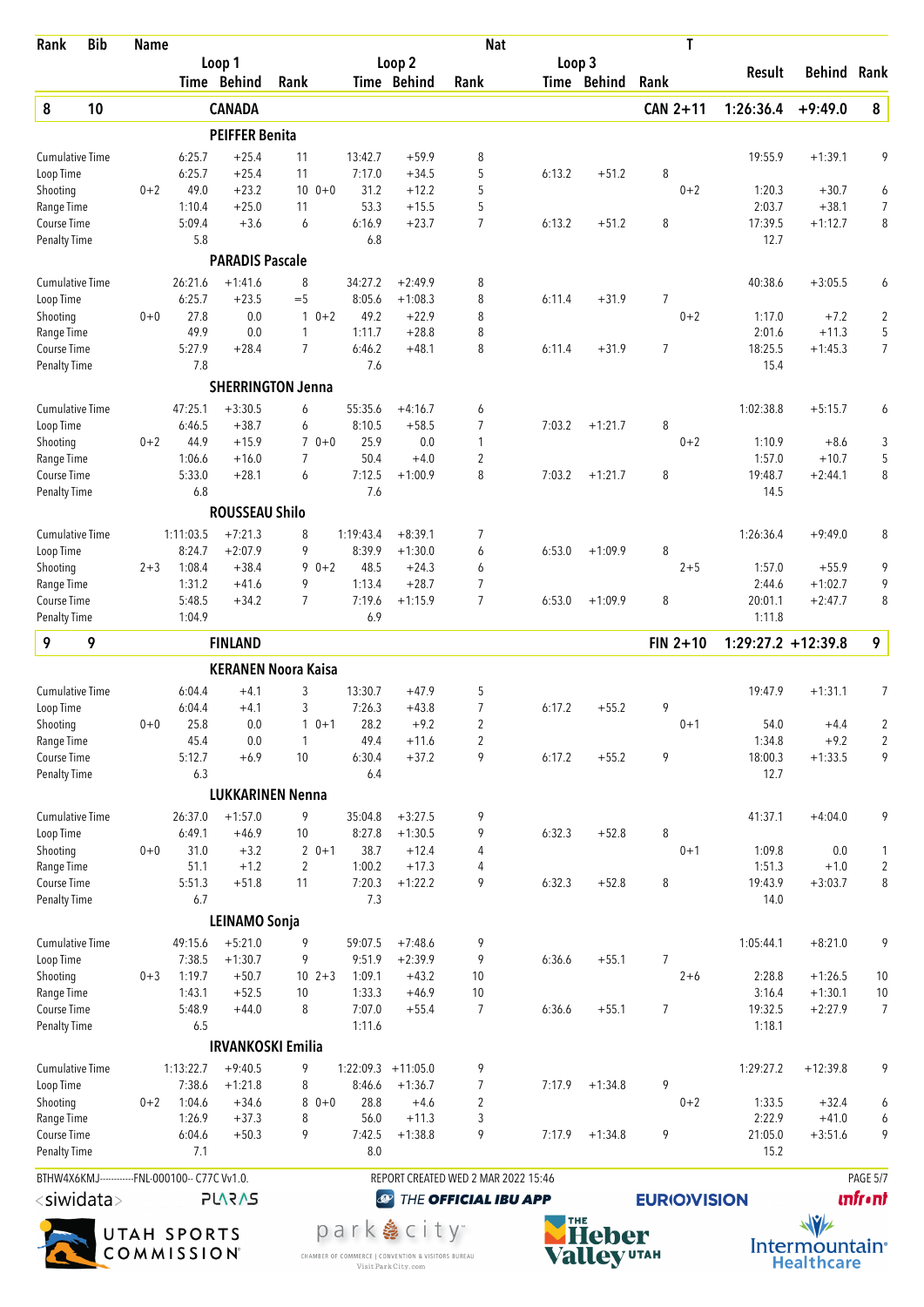| Rank | Bib | Name | | | | | | | Nat | | | | T | | | |
|---|---|---|---|---|---|---|---|---|---|---|---|---|---|---|---|---|
| | | | Loop 1 | | | | Loop 2 | | | Loop 3 | | | | Result | Behind | Rank |
| | | | Time | Behind | Rank | | Time | Behind | Rank | Time | Behind | Rank | | | | |
| **8** | **10** | | **CANADA** | | | | | | | | | | **CAN 2+11** | **1:26:36.4** | **+9:49.0** | **8** |
| | | | **PEIFFER Benita** | | | | | | | | | | | | | |
| Cumulative Time | | | 6:25.7 | +25.4 | 11 | | 13:42.7 | +59.9 | 8 | | | | | 19:55.9 | +1:39.1 | 9 |
| Loop Time | | | 6:25.7 | +25.4 | 11 | | 7:17.0 | +34.5 | 5 | 6:13.2 | +51.2 | 8 | | | | |
| Shooting | | 0+2 | 49.0 | +23.2 | 10 | 0+0 | 31.2 | +12.2 | 5 | | | | 0+2 | 1:20.3 | +30.7 | 6 |
| Range Time | | | 1:10.4 | +25.0 | 11 | | 53.3 | +15.5 | 5 | | | | | 2:03.7 | +38.1 | 7 |
| Course Time | | | 5:09.4 | +3.6 | 6 | | 6:16.9 | +23.7 | 7 | 6:13.2 | +51.2 | 8 | | 17:39.5 | +1:12.7 | 8 |
| Penalty Time | | | 5.8 | | | | 6.8 | | | | | | | 12.7 | | |
| | | | **PARADIS Pascale** | | | | | | | | | | | | | |
| Cumulative Time | | | 26:21.6 | +1:41.6 | 8 | | 34:27.2 | +2:49.9 | 8 | | | | | 40:38.6 | +3:05.5 | 6 |
| Loop Time | | | 6:25.7 | +23.5 | =5 | | 8:05.6 | +1:08.3 | 8 | 6:11.4 | +31.9 | 7 | | | | |
| Shooting | | 0+0 | 27.8 | 0.0 | 1 | 0+2 | 49.2 | +22.9 | 8 | | | | 0+2 | 1:17.0 | +7.2 | 2 |
| Range Time | | | 49.9 | 0.0 | 1 | | 1:11.7 | +28.8 | 8 | | | | | 2:01.6 | +11.3 | 5 |
| Course Time | | | 5:27.9 | +28.4 | 7 | | 6:46.2 | +48.1 | 8 | 6:11.4 | +31.9 | 7 | | 18:25.5 | +1:45.3 | 7 |
| Penalty Time | | | 7.8 | | | | 7.6 | | | | | | | 15.4 | | |
| | | | **SHERRINGTON Jenna** | | | | | | | | | | | | | |
| Cumulative Time | | | 47:25.1 | +3:30.5 | 6 | | 55:35.6 | +4:16.7 | 6 | | | | | 1:02:38.8 | +5:15.7 | 6 |
| Loop Time | | | 6:46.5 | +38.7 | 6 | | 8:10.5 | +58.5 | 7 | 7:03.2 | +1:21.7 | 8 | | | | |
| Shooting | | 0+2 | 44.9 | +15.9 | 7 | 0+0 | 25.9 | 0.0 | 1 | | | | 0+2 | 1:10.9 | +8.6 | 3 |
| Range Time | | | 1:06.6 | +16.0 | 7 | | 50.4 | +4.0 | 2 | | | | | 1:57.0 | +10.7 | 5 |
| Course Time | | | 5:33.0 | +28.1 | 6 | | 7:12.5 | +1:00.9 | 8 | 7:03.2 | +1:21.7 | 8 | | 19:48.7 | +2:44.1 | 8 |
| Penalty Time | | | 6.8 | | | | 7.6 | | | | | | | 14.5 | | |
| | | | **ROUSSEAU Shilo** | | | | | | | | | | | | | |
| Cumulative Time | | | 1:11:03.5 | +7:21.3 | 8 | | 1:19:43.4 | +8:39.1 | 7 | | | | | 1:26:36.4 | +9:49.0 | 8 |
| Loop Time | | | 8:24.7 | +2:07.9 | 9 | | 8:39.9 | +1:30.0 | 6 | 6:53.0 | +1:09.9 | 8 | | | | |
| Shooting | | 2+3 | 1:08.4 | +38.4 | 9 | 0+2 | 48.5 | +24.3 | 6 | | | | 2+5 | 1:57.0 | +55.9 | 9 |
| Range Time | | | 1:31.2 | +41.6 | 9 | | 1:13.4 | +28.7 | 7 | | | | | 2:44.6 | +1:02.7 | 9 |
| Course Time | | | 5:48.5 | +34.2 | 7 | | 7:19.6 | +1:15.9 | 7 | 6:53.0 | +1:09.9 | 8 | | 20:01.1 | +2:47.7 | 8 |
| Penalty Time | | | 1:04.9 | | | | 6.9 | | | | | | | 1:11.8 | | |
| **9** | **9** | | **FINLAND** | | | | | | | | | | **FIN 2+10** | **1:29:27.2** | **+12:39.8** | **9** |
| | | | **KERANEN Noora Kaisa** | | | | | | | | | | | | | |
| Cumulative Time | | | 6:04.4 | +4.1 | 3 | | 13:30.7 | +47.9 | 5 | | | | | 19:47.9 | +1:31.1 | 7 |
| Loop Time | | | 6:04.4 | +4.1 | 3 | | 7:26.3 | +43.8 | 7 | 6:17.2 | +55.2 | 9 | | | | |
| Shooting | | 0+0 | 25.8 | 0.0 | 1 | 0+1 | 28.2 | +9.2 | 2 | | | | 0+1 | 54.0 | +4.4 | 2 |
| Range Time | | | 45.4 | 0.0 | 1 | | 49.4 | +11.6 | 2 | | | | | 1:34.8 | +9.2 | 2 |
| Course Time | | | 5:12.7 | +6.9 | 10 | | 6:30.4 | +37.2 | 9 | 6:17.2 | +55.2 | 9 | | 18:00.3 | +1:33.5 | 9 |
| Penalty Time | | | 6.3 | | | | 6.4 | | | | | | | 12.7 | | |
| | | | **LUKKARINEN Nenna** | | | | | | | | | | | | | |
| Cumulative Time | | | 26:37.0 | +1:57.0 | 9 | | 35:04.8 | +3:27.5 | 9 | | | | | 41:37.1 | +4:04.0 | 9 |
| Loop Time | | | 6:49.1 | +46.9 | 10 | | 8:27.8 | +1:30.5 | 9 | 6:32.3 | +52.8 | 8 | | | | |
| Shooting | | 0+0 | 31.0 | +3.2 | 2 | 0+1 | 38.7 | +12.4 | 4 | | | | 0+1 | 1:09.8 | 0.0 | 1 |
| Range Time | | | 51.1 | +1.2 | 2 | | 1:00.2 | +17.3 | 4 | | | | | 1:51.3 | +1.0 | 2 |
| Course Time | | | 5:51.3 | +51.8 | 11 | | 7:20.3 | +1:22.2 | 9 | 6:32.3 | +52.8 | 8 | | 19:43.9 | +3:03.7 | 8 |
| Penalty Time | | | 6.7 | | | | 7.3 | | | | | | | 14.0 | | |
| | | | **LEINAMO Sonja** | | | | | | | | | | | | | |
| Cumulative Time | | | 49:15.6 | +5:21.0 | 9 | | 59:07.5 | +7:48.6 | 9 | | | | | 1:05:44.1 | +8:21.0 | 9 |
| Loop Time | | | 7:38.5 | +1:30.7 | 9 | | 9:51.9 | +2:39.9 | 9 | 6:36.6 | +55.1 | 7 | | | | |
| Shooting | | 0+3 | 1:19.7 | +50.7 | 10 | 2+3 | 1:09.1 | +43.2 | 10 | | | | 2+6 | 2:28.8 | +1:26.5 | 10 |
| Range Time | | | 1:43.1 | +52.5 | 10 | | 1:33.3 | +46.9 | 10 | | | | | 3:16.4 | +1:30.1 | 10 |
| Course Time | | | 5:48.9 | +44.0 | 8 | | 7:07.0 | +55.4 | 7 | 6:36.6 | +55.1 | 7 | | 19:32.5 | +2:27.9 | 7 |
| Penalty Time | | | 6.5 | | | | 1:11.6 | | | | | | | 1:18.1 | | |
| | | | **IRVANKOSKI Emilia** | | | | | | | | | | | | | |
| Cumulative Time | | | 1:13:22.7 | +9:40.5 | 9 | | 1:22:09.3 | +11:05.0 | 9 | | | | | 1:29:27.2 | +12:39.8 | 9 |
| Loop Time | | | 7:38.6 | +1:21.8 | 8 | | 8:46.6 | +1:36.7 | 7 | 7:17.9 | +1:34.8 | 9 | | | | |
| Shooting | | 0+2 | 1:04.6 | +34.6 | 8 | 0+0 | 28.8 | +4.6 | 2 | | | | 0+2 | 1:33.5 | +32.4 | 6 |
| Range Time | | | 1:26.9 | +37.3 | 8 | | 56.0 | +11.3 | 3 | | | | | 2:22.9 | +41.0 | 6 |
| Course Time | | | 6:04.6 | +50.3 | 9 | | 7:42.5 | +1:38.8 | 9 | 7:17.9 | +1:34.8 | 9 | | 21:05.0 | +3:51.6 | 9 |
| Penalty Time | | | 7.1 | | | | 8.0 | | | | | | | 15.2 | | |

BTHW4X6KMJ-----------FNL-000100-- C77C Vv1.0. REPORT CREATED WED 2 MAR 2022 15:46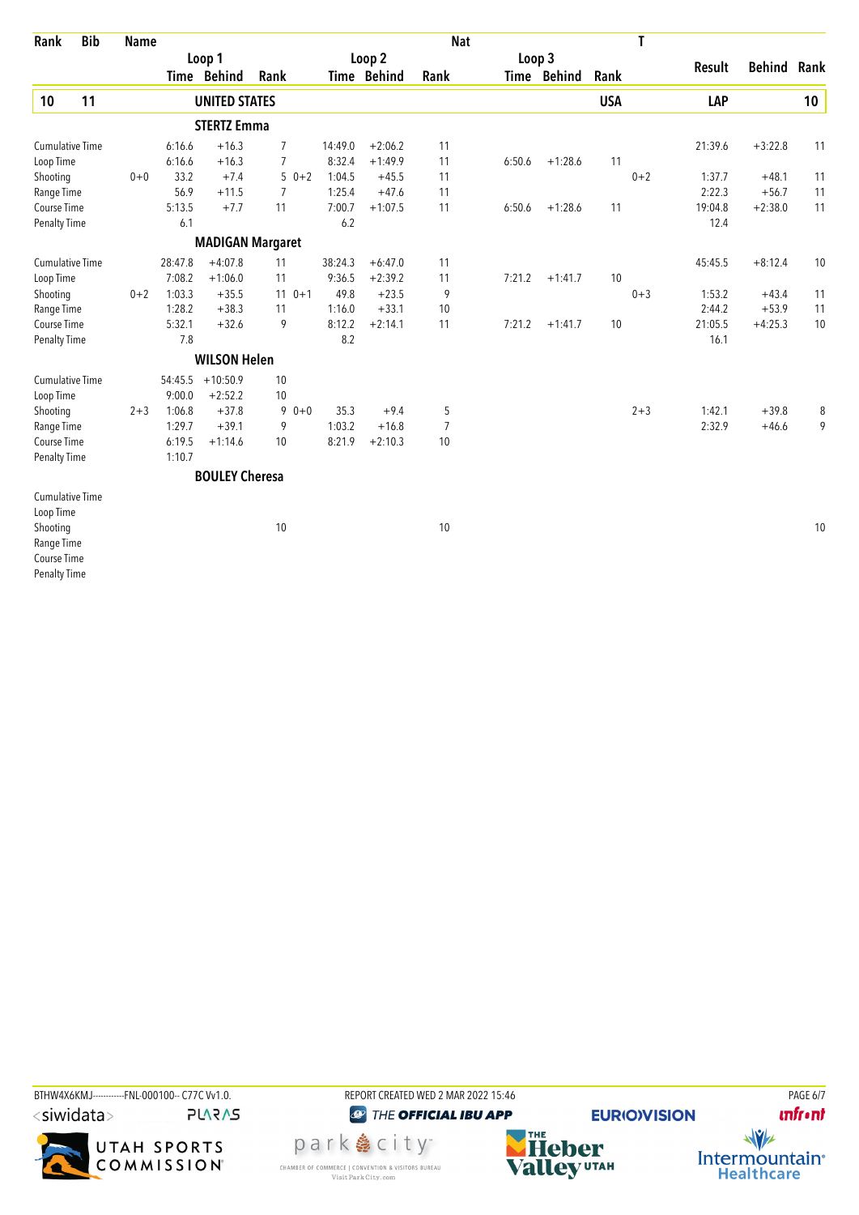| Rank | Bib | Name | | Loop 1 Time | Loop 1 Behind | Loop 1 Rank | | Loop 2 Time | Loop 2 Behind | Loop 2 Rank | Nat | Loop 3 Time | Loop 3 Behind | Loop 3 Rank | T | Result | Behind | Rank |
|---|---|---|---|---|---|---|---|---|---|---|---|---|---|---|---|---|---|---|
| **10** | **11** | **UNITED STATES** | | | | | | | | | | | | **USA** | | **LAP** | | **10** |
| | | **STERTZ Emma** | | | | | | | | | | | | | | | | |
| | | Cumulative Time | | 6:16.6 | +16.3 | 7 | | 14:49.0 | +2:06.2 | 11 | | | | | | 21:39.6 | +3:22.8 | 11 |
| | | Loop Time | | 6:16.6 | +16.3 | 7 | | 8:32.4 | +1:49.9 | 11 | | 6:50.6 | +1:28.6 | 11 | | | | |
| | | Shooting | 0+0 | 33.2 | +7.4 | 5 | 0+2 | 1:04.5 | +45.5 | 11 | | | | | 0+2 | 1:37.7 | +48.1 | 11 |
| | | Range Time | | 56.9 | +11.5 | 7 | | 1:25.4 | +47.6 | 11 | | | | | | 2:22.3 | +56.7 | 11 |
| | | Course Time | | 5:13.5 | +7.7 | 11 | | 7:00.7 | +1:07.5 | 11 | | 6:50.6 | +1:28.6 | 11 | | 19:04.8 | +2:38.0 | 11 |
| | | Penalty Time | | 6.1 | | | | 6.2 | | | | | | | | 12.4 | | |
| | | **MADIGAN Margaret** | | | | | | | | | | | | | | | | |
| | | Cumulative Time | | 28:47.8 | +4:07.8 | 11 | | 38:24.3 | +6:47.0 | 11 | | | | | | 45:45.5 | +8:12.4 | 10 |
| | | Loop Time | | 7:08.2 | +1:06.0 | 11 | | 9:36.5 | +2:39.2 | 11 | | 7:21.2 | +1:41.7 | 10 | | | | |
| | | Shooting | 0+2 | 1:03.3 | +35.5 | 11 | 0+1 | 49.8 | +23.5 | 9 | | | | | 0+3 | 1:53.2 | +43.4 | 11 |
| | | Range Time | | 1:28.2 | +38.3 | 11 | | 1:16.0 | +33.1 | 10 | | | | | | 2:44.2 | +53.9 | 11 |
| | | Course Time | | 5:32.1 | +32.6 | 9 | | 8:12.2 | +2:14.1 | 11 | | 7:21.2 | +1:41.7 | 10 | | 21:05.5 | +4:25.3 | 10 |
| | | Penalty Time | | 7.8 | | | | 8.2 | | | | | | | | 16.1 | | |
| | | **WILSON Helen** | | | | | | | | | | | | | | | | |
| | | Cumulative Time | | 54:45.5 | +10:50.9 | 10 | | | | | | | | | | | | |
| | | Loop Time | | 9:00.0 | +2:52.2 | 10 | | | | | | | | | | | | |
| | | Shooting | 2+3 | 1:06.8 | +37.8 | 9 | 0+0 | 35.3 | +9.4 | 5 | | | | | 2+3 | 1:42.1 | +39.8 | 8 |
| | | Range Time | | 1:29.7 | +39.1 | 9 | | 1:03.2 | +16.8 | 7 | | | | | | 2:32.9 | +46.6 | 9 |
| | | Course Time | | 6:19.5 | +1:14.6 | 10 | | 8:21.9 | +2:10.3 | 10 | | | | | | | | |
| | | Penalty Time | | 1:10.7 | | | | | | | | | | | | | | |
| | | **BOULEY Cheresa** | | | | | | | | | | | | | | | | |
| | | Cumulative Time | | | | | | | | | | | | | | | | |
| | | Loop Time | | | | | | | | | | | | | | | | |
| | | Shooting | | | | 10 | | | | 10 | | | | | | | | 10 |
| | | Range Time | | | | | | | | | | | | | | | | |
| | | Course Time | | | | | | | | | | | | | | | | |
| | | Penalty Time | | | | | | | | | | | | | | | | |

BTHW4X6KMJ------------FNL-000100-- C77C Vv1.0. REPORT CREATED WED 2 MAR 2022 15:46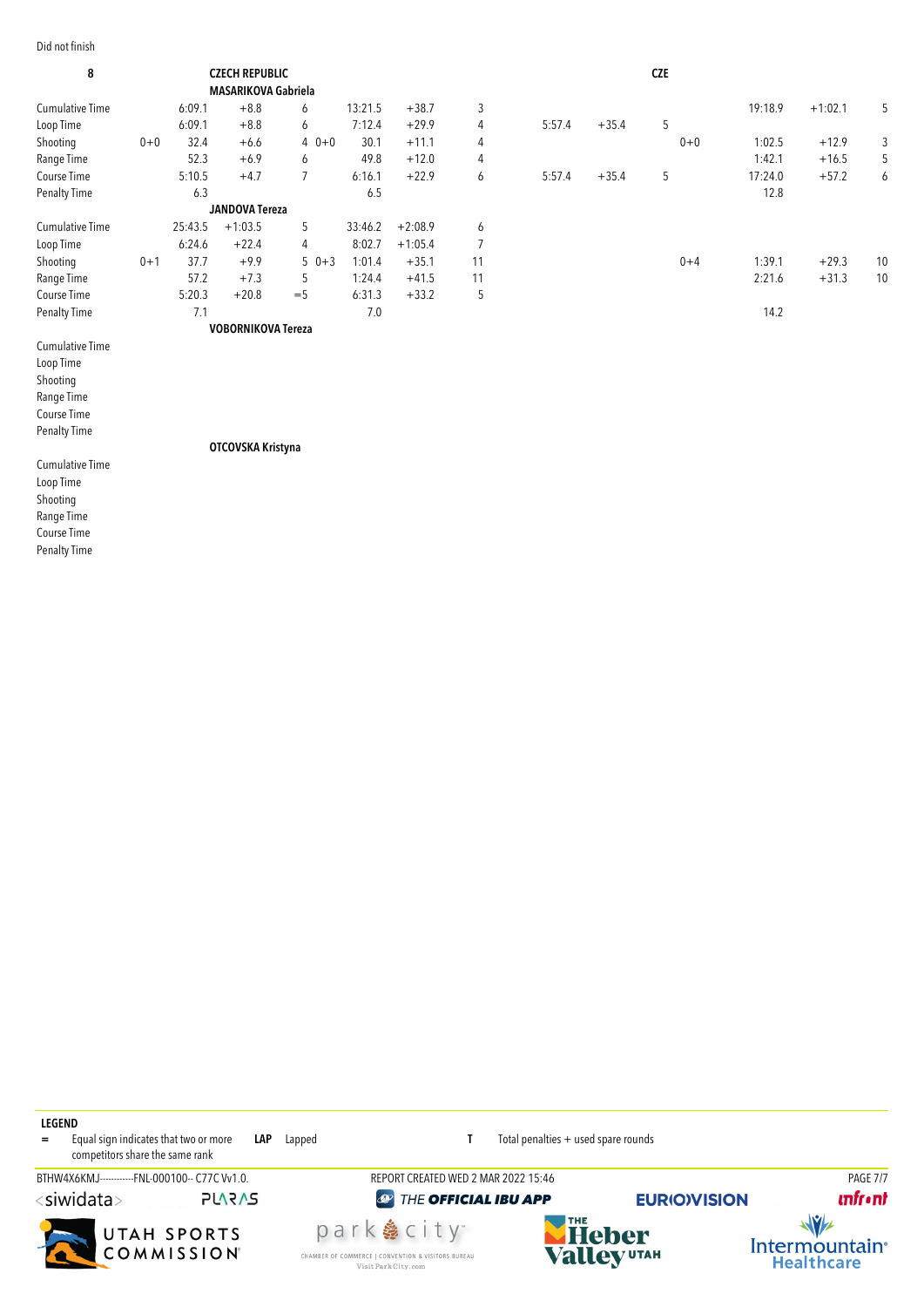Did not finish

| | | | | | | | | | | | | | | | |
|---|---|---|---|---|---|---|---|---|---|---|---|---|---|---|---|
| **8** | | **CZECH REPUBLIC** | | | | | | | | | **CZE** | | | | |
| | | **MASARIKOVA Gabriela** | | | | | | | | | | | | | |
| Cumulative Time | | 6:09.1 | +8.8 | 6 | 13:21.5 | +38.7 | 3 | | | | | | 19:18.9 | +1:02.1 | 5 |
| Loop Time | | 6:09.1 | +8.8 | 6 | 7:12.4 | +29.9 | 4 | 5:57.4 | +35.4 | 5 | | | | | |
| Shooting | 0+0 | 32.4 | +6.6 | 4 0+0 | 30.1 | +11.1 | 4 | | | | | 0+0 | 1:02.5 | +12.9 | 3 |
| Range Time | | 52.3 | +6.9 | 6 | 49.8 | +12.0 | 4 | | | | | | 1:42.1 | +16.5 | 5 |
| Course Time | | 5:10.5 | +4.7 | 7 | 6:16.1 | +22.9 | 6 | 5:57.4 | +35.4 | 5 | | | 17:24.0 | +57.2 | 6 |
| Penalty Time | | 6.3 | | | 6.5 | | | | | | | | 12.8 | | |
| | | **JANDOVA Tereza** | | | | | | | | | | | | | |
| Cumulative Time | | 25:43.5 | +1:03.5 | 5 | 33:46.2 | +2:08.9 | 6 | | | | | | | | |
| Loop Time | | 6:24.6 | +22.4 | 4 | 8:02.7 | +1:05.4 | 7 | | | | | | | | |
| Shooting | 0+1 | 37.7 | +9.9 | 5 0+3 | 1:01.4 | +35.1 | 11 | | | | | 0+4 | 1:39.1 | +29.3 | 10 |
| Range Time | | 57.2 | +7.3 | 5 | 1:24.4 | +41.5 | 11 | | | | | | 2:21.6 | +31.3 | 10 |
| Course Time | | 5:20.3 | +20.8 | =5 | 6:31.3 | +33.2 | 5 | | | | | | | | |
| Penalty Time | | 7.1 | | | 7.0 | | | | | | | | 14.2 | | |
| | | **VOBORNIKOVA Tereza** | | | | | | | | | | | | | |
| Cumulative Time | | | | | | | | | | | | | | | |
| Loop Time | | | | | | | | | | | | | | | |
| Shooting | | | | | | | | | | | | | | | |
| Range Time | | | | | | | | | | | | | | | |
| Course Time | | | | | | | | | | | | | | | |
| Penalty Time | | | | | | | | | | | | | | | |
| | | **OTCOVSKA Kristyna** | | | | | | | | | | | | | |
| Cumulative Time | | | | | | | | | | | | | | | |
| Loop Time | | | | | | | | | | | | | | | |
| Shooting | | | | | | | | | | | | | | | |
| Range Time | | | | | | | | | | | | | | | |
| Course Time | | | | | | | | | | | | | | | |
| Penalty Time | | | | | | | | | | | | | | | |

**LEGEND**

= Equal sign indicates that two or more competitors share the same rank

**LAP** Lapped

**T** Total penalties + used spare rounds

BTHW4X6KMJ------------FNL-000100-- C77C Vv1.0.

REPORT CREATED WED 2 MAR 2022 15:46